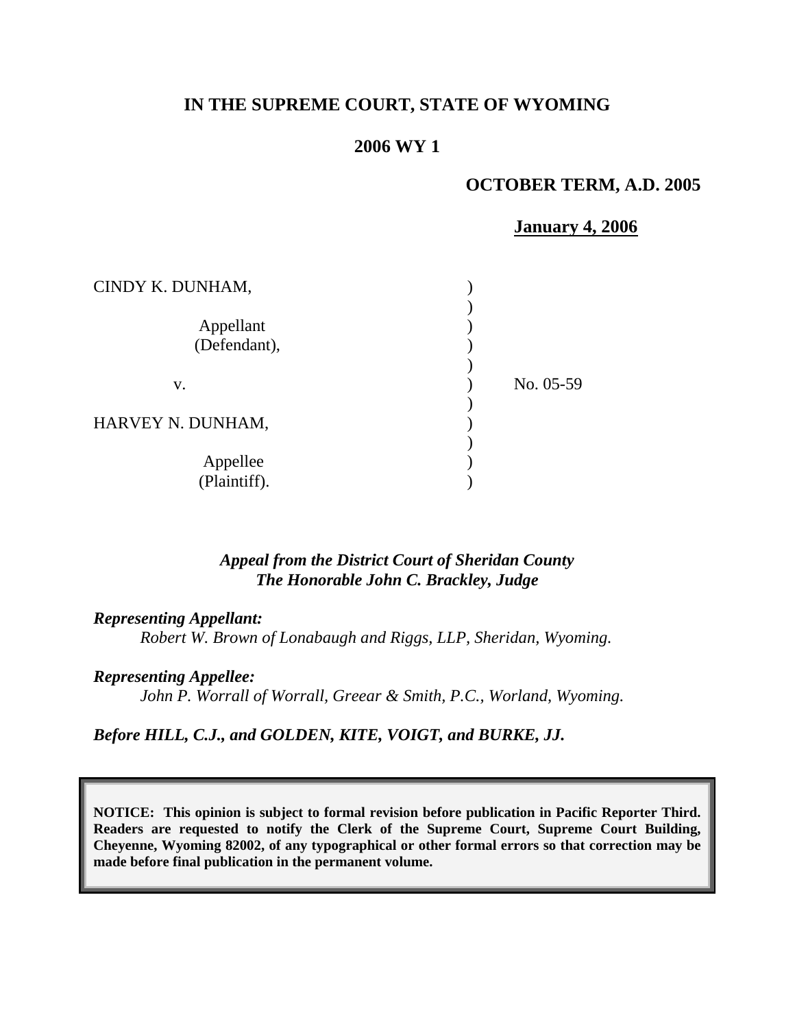**IN THE SUPREME COURT, STATE OF WYOMING**

**2006 WY 1**

**OCTOBER TERM, A.D. 2005**

**January 4, 2006**

| | | |
|---|---|---|
| CINDY K. DUNHAM, | ) | |
| | ) | |
| Appellant | ) | |
| (Defendant), | ) | |
| | ) | |
| v. | ) | No. 05-59 |
| | ) | |
| HARVEY N. DUNHAM, | ) | |
| | ) | |
| Appellee | ) | |
| (Plaintiff). | ) | |

*Appeal from the District Court of Sheridan County*
*The Honorable John C. Brackley, Judge*

***Representing Appellant:***
*Robert W. Brown of Lonabaugh and Riggs, LLP, Sheridan, Wyoming.*

***Representing Appellee:***
*John P. Worrall of Worrall, Greear & Smith, P.C., Worland, Wyoming.*

***Before HILL, C.J., and GOLDEN, KITE, VOIGT, and BURKE, JJ.***

**NOTICE: This opinion is subject to formal revision before publication in Pacific Reporter Third. Readers are requested to notify the Clerk of the Supreme Court, Supreme Court Building, Cheyenne, Wyoming 82002, of any typographical or other formal errors so that correction may be made before final publication in the permanent volume.**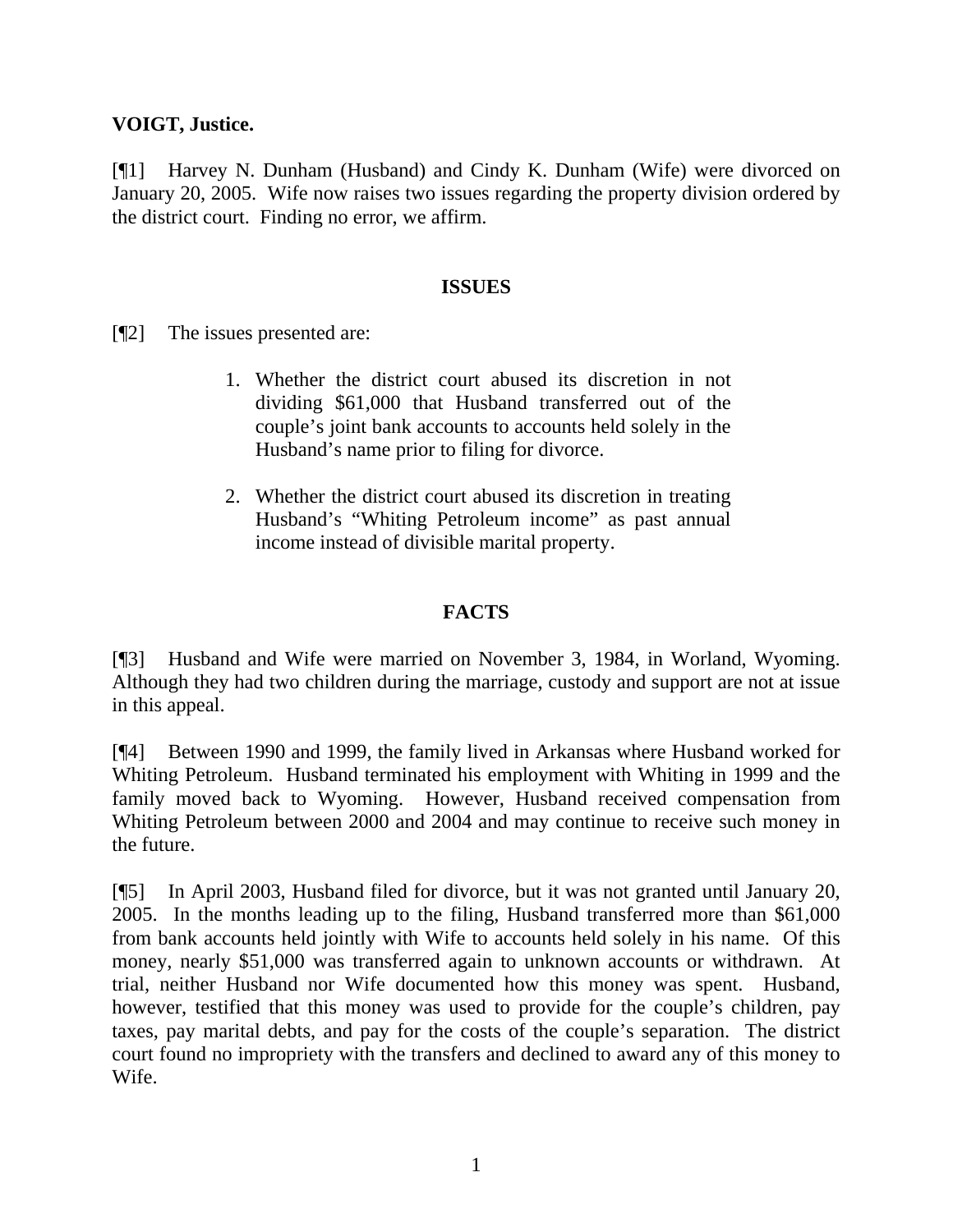**VOIGT, Justice.**

[¶1] Harvey N. Dunham (Husband) and Cindy K. Dunham (Wife) were divorced on January 20, 2005. Wife now raises two issues regarding the property division ordered by the district court. Finding no error, we affirm.

## ISSUES

[¶2] The issues presented are:

1. Whether the district court abused its discretion in not dividing $61,000 that Husband transferred out of the couple's joint bank accounts to accounts held solely in the Husband's name prior to filing for divorce.

2. Whether the district court abused its discretion in treating Husband's "Whiting Petroleum income" as past annual income instead of divisible marital property.

## FACTS

[¶3] Husband and Wife were married on November 3, 1984, in Worland, Wyoming. Although they had two children during the marriage, custody and support are not at issue in this appeal.

[¶4] Between 1990 and 1999, the family lived in Arkansas where Husband worked for Whiting Petroleum. Husband terminated his employment with Whiting in 1999 and the family moved back to Wyoming. However, Husband received compensation from Whiting Petroleum between 2000 and 2004 and may continue to receive such money in the future.

[¶5] In April 2003, Husband filed for divorce, but it was not granted until January 20, 2005. In the months leading up to the filing, Husband transferred more than $61,000 from bank accounts held jointly with Wife to accounts held solely in his name. Of this money, nearly $51,000 was transferred again to unknown accounts or withdrawn. At trial, neither Husband nor Wife documented how this money was spent. Husband, however, testified that this money was used to provide for the couple's children, pay taxes, pay marital debts, and pay for the costs of the couple's separation. The district court found no impropriety with the transfers and declined to award any of this money to Wife.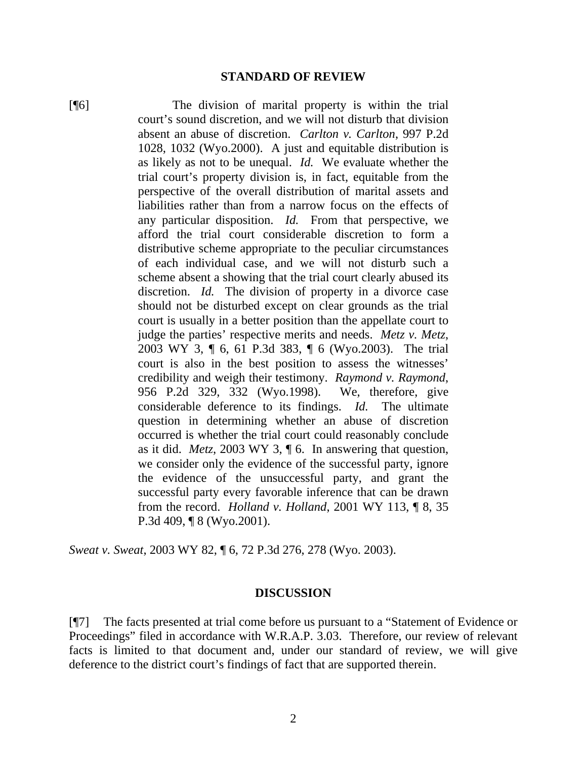## STANDARD OF REVIEW

[¶6] The division of marital property is within the trial court's sound discretion, and we will not disturb that division absent an abuse of discretion. *Carlton v. Carlton*, 997 P.2d 1028, 1032 (Wyo.2000). A just and equitable distribution is as likely as not to be unequal. *Id.* We evaluate whether the trial court's property division is, in fact, equitable from the perspective of the overall distribution of marital assets and liabilities rather than from a narrow focus on the effects of any particular disposition. *Id.* From that perspective, we afford the trial court considerable discretion to form a distributive scheme appropriate to the peculiar circumstances of each individual case, and we will not disturb such a scheme absent a showing that the trial court clearly abused its discretion. *Id.* The division of property in a divorce case should not be disturbed except on clear grounds as the trial court is usually in a better position than the appellate court to judge the parties' respective merits and needs. *Metz v. Metz*, 2003 WY 3, ¶ 6, 61 P.3d 383, ¶ 6 (Wyo.2003). The trial court is also in the best position to assess the witnesses' credibility and weigh their testimony. *Raymond v. Raymond*, 956 P.2d 329, 332 (Wyo.1998). We, therefore, give considerable deference to its findings. *Id.* The ultimate question in determining whether an abuse of discretion occurred is whether the trial court could reasonably conclude as it did. *Metz*, 2003 WY 3, ¶ 6. In answering that question, we consider only the evidence of the successful party, ignore the evidence of the unsuccessful party, and grant the successful party every favorable inference that can be drawn from the record. *Holland v. Holland*, 2001 WY 113, ¶ 8, 35 P.3d 409, ¶ 8 (Wyo.2001).

*Sweat v. Sweat*, 2003 WY 82, ¶ 6, 72 P.3d 276, 278 (Wyo. 2003).

## DISCUSSION

[¶7] The facts presented at trial come before us pursuant to a "Statement of Evidence or Proceedings" filed in accordance with W.R.A.P. 3.03. Therefore, our review of relevant facts is limited to that document and, under our standard of review, we will give deference to the district court's findings of fact that are supported therein.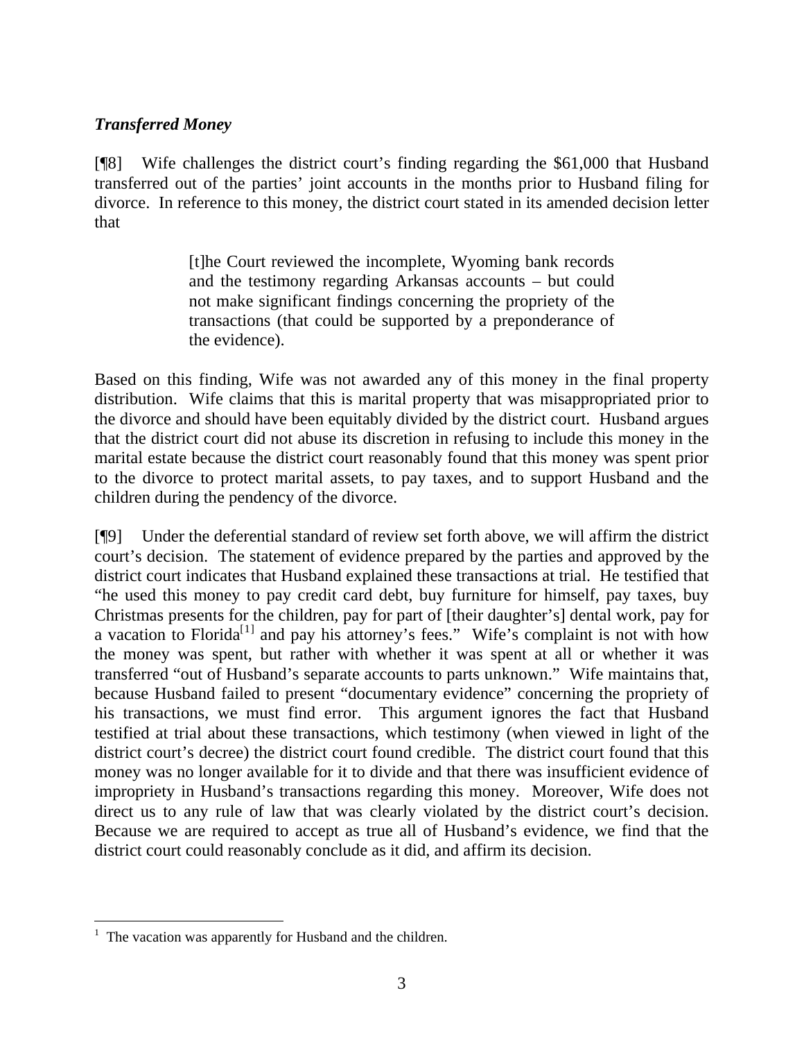### *Transferred Money*

[¶8] Wife challenges the district court's finding regarding the $61,000 that Husband transferred out of the parties' joint accounts in the months prior to Husband filing for divorce. In reference to this money, the district court stated in its amended decision letter that

> [t]he Court reviewed the incomplete, Wyoming bank records and the testimony regarding Arkansas accounts – but could not make significant findings concerning the propriety of the transactions (that could be supported by a preponderance of the evidence).

Based on this finding, Wife was not awarded any of this money in the final property distribution. Wife claims that this is marital property that was misappropriated prior to the divorce and should have been equitably divided by the district court. Husband argues that the district court did not abuse its discretion in refusing to include this money in the marital estate because the district court reasonably found that this money was spent prior to the divorce to protect marital assets, to pay taxes, and to support Husband and the children during the pendency of the divorce.

[¶9] Under the deferential standard of review set forth above, we will affirm the district court's decision. The statement of evidence prepared by the parties and approved by the district court indicates that Husband explained these transactions at trial. He testified that "he used this money to pay credit card debt, buy furniture for himself, pay taxes, buy Christmas presents for the children, pay for part of [their daughter's] dental work, pay for a vacation to Florida[1] and pay his attorney's fees." Wife's complaint is not with how the money was spent, but rather with whether it was spent at all or whether it was transferred "out of Husband's separate accounts to parts unknown." Wife maintains that, because Husband failed to present "documentary evidence" concerning the propriety of his transactions, we must find error. This argument ignores the fact that Husband testified at trial about these transactions, which testimony (when viewed in light of the district court's decree) the district court found credible. The district court found that this money was no longer available for it to divide and that there was insufficient evidence of impropriety in Husband's transactions regarding this money. Moreover, Wife does not direct us to any rule of law that was clearly violated by the district court's decision. Because we are required to accept as true all of Husband's evidence, we find that the district court could reasonably conclude as it did, and affirm its decision.

---

[1] The vacation was apparently for Husband and the children.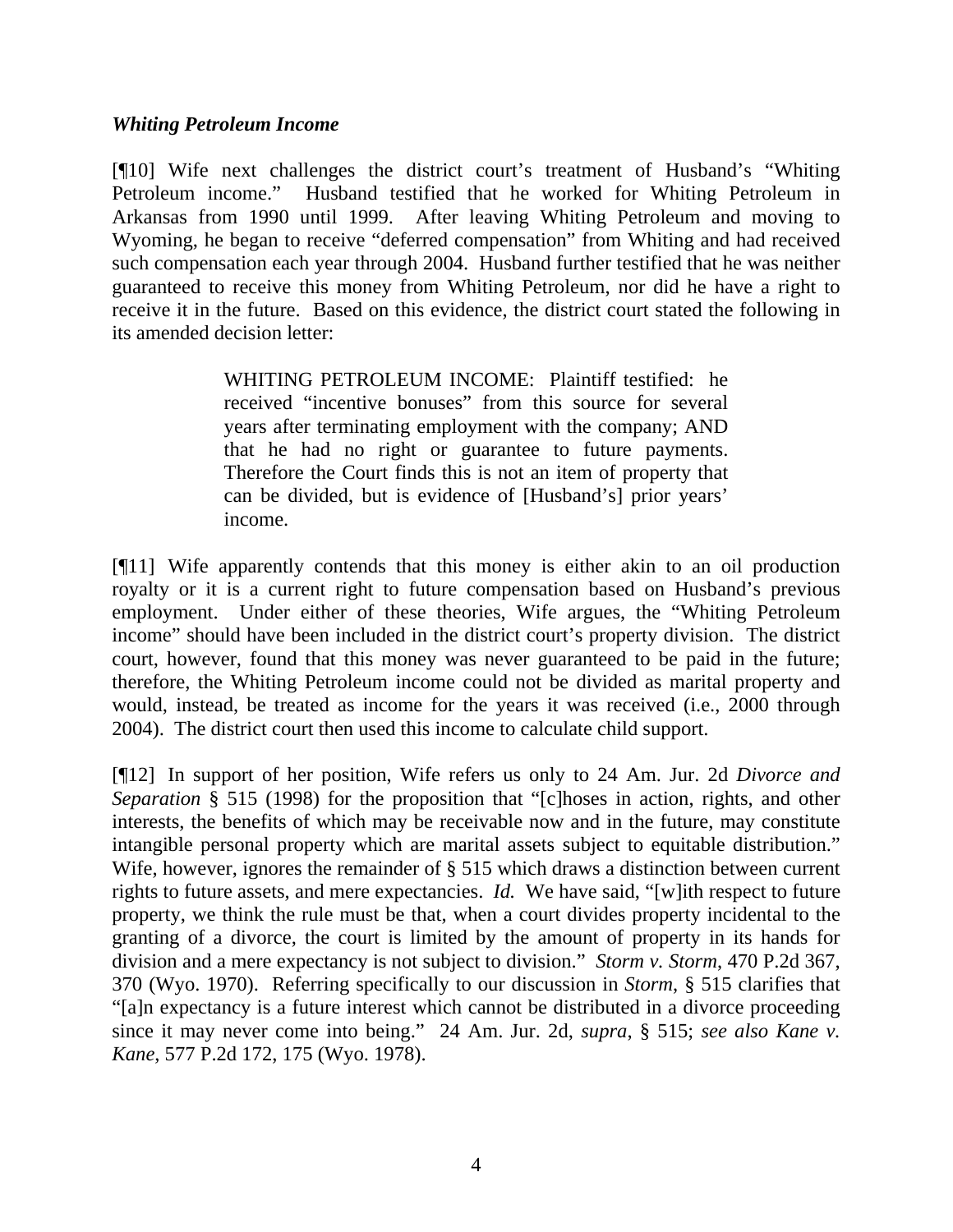***Whiting Petroleum Income***

[¶10] Wife next challenges the district court's treatment of Husband's "Whiting Petroleum income." Husband testified that he worked for Whiting Petroleum in Arkansas from 1990 until 1999. After leaving Whiting Petroleum and moving to Wyoming, he began to receive "deferred compensation" from Whiting and had received such compensation each year through 2004. Husband further testified that he was neither guaranteed to receive this money from Whiting Petroleum, nor did he have a right to receive it in the future. Based on this evidence, the district court stated the following in its amended decision letter:

> WHITING PETROLEUM INCOME: Plaintiff testified: he received "incentive bonuses" from this source for several years after terminating employment with the company; AND that he had no right or guarantee to future payments. Therefore the Court finds this is not an item of property that can be divided, but is evidence of [Husband's] prior years' income.

[¶11] Wife apparently contends that this money is either akin to an oil production royalty or it is a current right to future compensation based on Husband's previous employment. Under either of these theories, Wife argues, the "Whiting Petroleum income" should have been included in the district court's property division. The district court, however, found that this money was never guaranteed to be paid in the future; therefore, the Whiting Petroleum income could not be divided as marital property and would, instead, be treated as income for the years it was received (i.e., 2000 through 2004). The district court then used this income to calculate child support.

[¶12] In support of her position, Wife refers us only to 24 Am. Jur. 2d *Divorce and Separation* § 515 (1998) for the proposition that "[c]hoses in action, rights, and other interests, the benefits of which may be receivable now and in the future, may constitute intangible personal property which are marital assets subject to equitable distribution." Wife, however, ignores the remainder of § 515 which draws a distinction between current rights to future assets, and mere expectancies. *Id.* We have said, "[w]ith respect to future property, we think the rule must be that, when a court divides property incidental to the granting of a divorce, the court is limited by the amount of property in its hands for division and a mere expectancy is not subject to division." *Storm v. Storm*, 470 P.2d 367, 370 (Wyo. 1970). Referring specifically to our discussion in *Storm*, § 515 clarifies that "[a]n expectancy is a future interest which cannot be distributed in a divorce proceeding since it may never come into being." 24 Am. Jur. 2d, *supra*, § 515; *see also Kane v. Kane*, 577 P.2d 172, 175 (Wyo. 1978).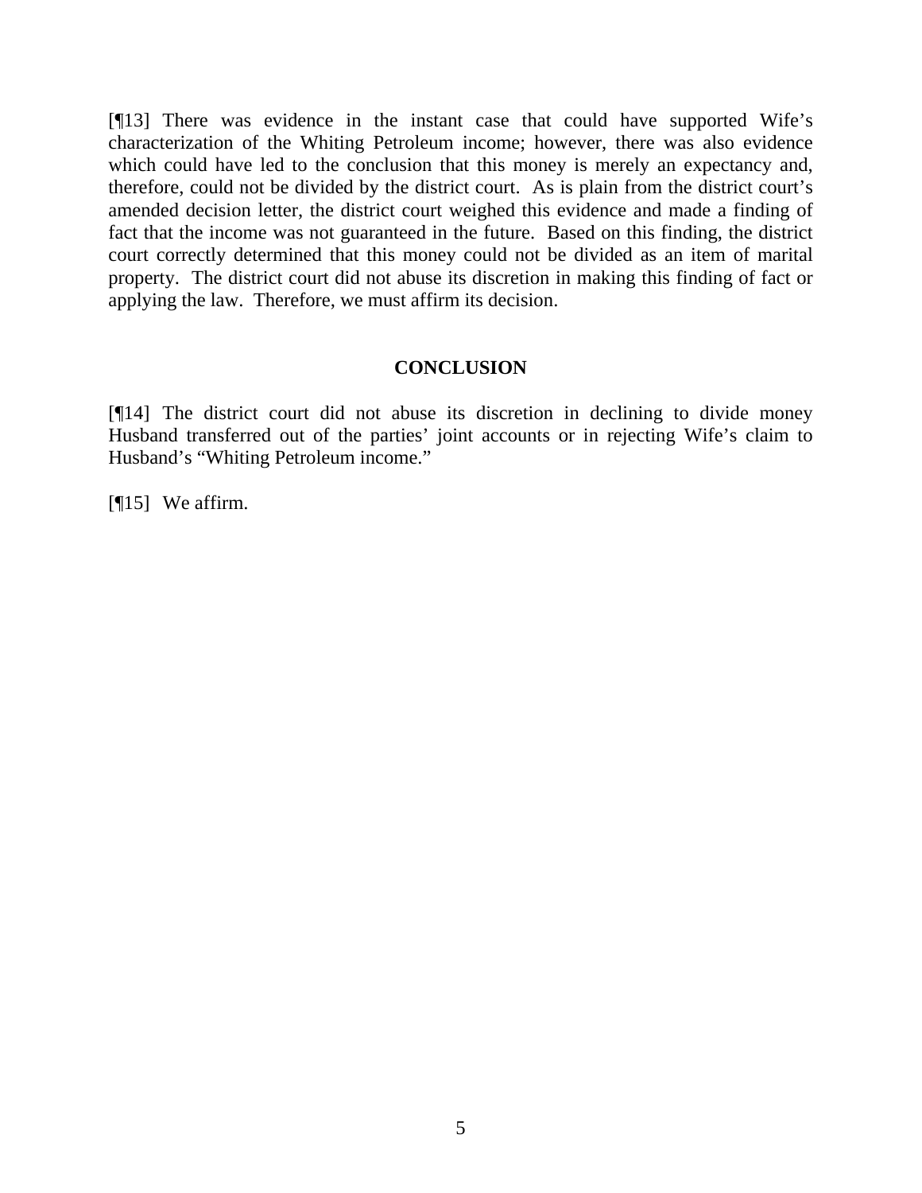[¶13] There was evidence in the instant case that could have supported Wife's characterization of the Whiting Petroleum income; however, there was also evidence which could have led to the conclusion that this money is merely an expectancy and, therefore, could not be divided by the district court. As is plain from the district court's amended decision letter, the district court weighed this evidence and made a finding of fact that the income was not guaranteed in the future. Based on this finding, the district court correctly determined that this money could not be divided as an item of marital property. The district court did not abuse its discretion in making this finding of fact or applying the law. Therefore, we must affirm its decision.

## CONCLUSION

[¶14] The district court did not abuse its discretion in declining to divide money Husband transferred out of the parties' joint accounts or in rejecting Wife's claim to Husband's "Whiting Petroleum income."

[¶15] We affirm.